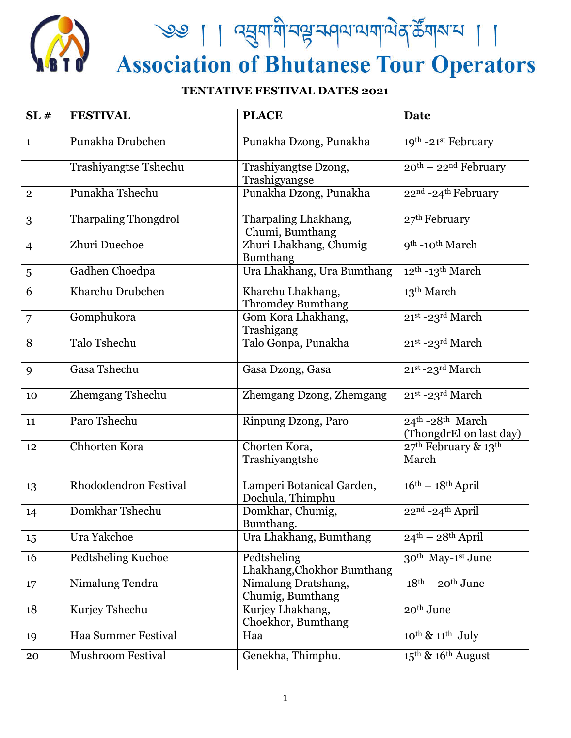༄༅། །འབྲུག་གི་བལྟ་སྐོར་ལག་ལེན་ཚོགས་པ། །

# Association of Bhutanese Tour Operators

## TENTATIVE FESTIVAL DATES 2021

| SL # | FESTIVAL | PLACE | Date |
|---|---|---|---|
| 1 | Punakha Drubchen | Punakha Dzong, Punakha | 19th -21st February |
| | Trashiyangtse Tshechu | Trashiyangtse Dzong, Trashigyangse | 20th – 22nd February |
| 2 | Punakha Tshechu | Punakha Dzong, Punakha | 22nd -24th February |
| 3 | Tharpaling Thongdrol | Tharpaling Lhakhang, Chumi, Bumthang | 27th February |
| 4 | Zhuri Duechoe | Zhuri Lhakhang, Chumig Bumthang | 9th -10th March |
| 5 | Gadhen Choedpa | Ura Lhakhang, Ura Bumthang | 12th -13th March |
| 6 | Kharchu Drubchen | Kharchu Lhakhang, Thromdey Bumthang | 13th March |
| 7 | Gomphukora | Gom Kora Lhakhang, Trashigang | 21st -23rd March |
| 8 | Talo Tshechu | Talo Gonpa, Punakha | 21st -23rd March |
| 9 | Gasa Tshechu | Gasa Dzong, Gasa | 21st -23rd March |
| 10 | Zhemgang Tshechu | Zhemgang Dzong, Zhemgang | 21st -23rd March |
| 11 | Paro Tshechu | Rinpung Dzong, Paro | 24th -28th March (ThongdrEl on last day) |
| 12 | Chhorten Kora | Chorten Kora, Trashiyangtshe | 27th February & 13th March |
| 13 | Rhododendron Festival | Lamperi Botanical Garden, Dochula, Thimphu | 16th – 18th April |
| 14 | Domkhar Tshechu | Domkhar, Chumig, Bumthang. | 22nd -24th April |
| 15 | Ura Yakchoe | Ura Lhakhang, Bumthang | 24th – 28th April |
| 16 | Pedtsheling Kuchoe | Pedtsheling Lhakhang,Chokhor Bumthang | 30th May-1st June |
| 17 | Nimalung Tendra | Nimalung Dratshang, Chumig, Bumthang | 18th – 20th June |
| 18 | Kurjey Tshechu | Kurjey Lhakhang, Choekhor, Bumthang | 20th June |
| 19 | Haa Summer Festival | Haa | 10th & 11th July |
| 20 | Mushroom Festival | Genekha, Thimphu. | 15th & 16th August |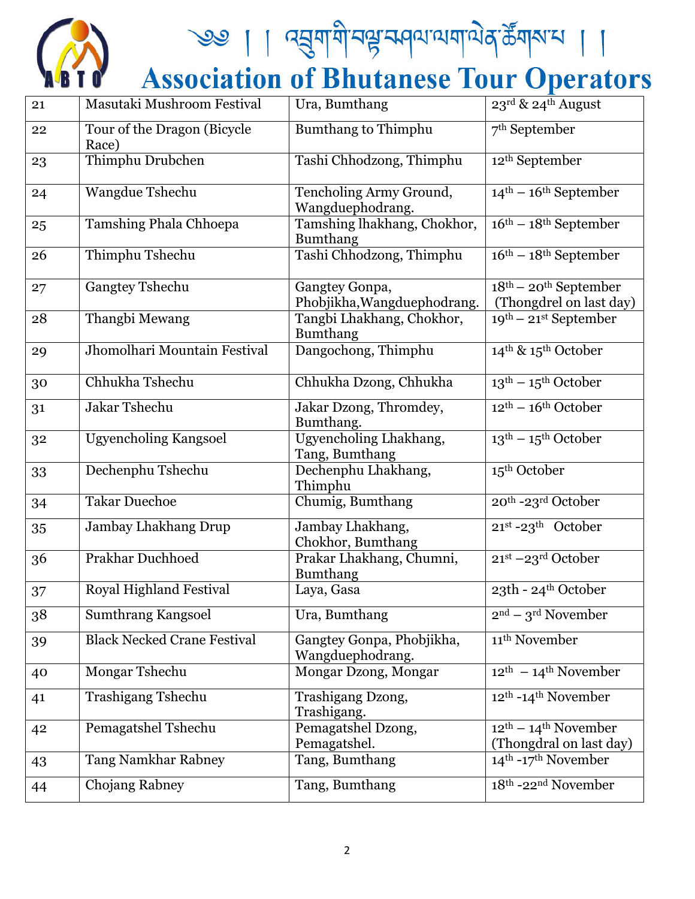# ༄༅། །འབྲུག་གི་བསྐྱོད་སྐྱེལ་ལས་ཡོན་ཚོགས་པ། །

# Association of Bhutanese Tour Operators

| 21 | Masutaki Mushroom Festival | Ura, Bumthang | 23rd & 24th August |
|---|---|---|---|
| 22 | Tour of the Dragon (Bicycle Race) | Bumthang to Thimphu | 7th September |
| 23 | Thimphu Drubchen | Tashi Chhodzong, Thimphu | 12th September |
| 24 | Wangdue Tshechu | Tencholing Army Ground, Wangduephodrang. | 14th – 16th September |
| 25 | Tamshing Phala Chhoepa | Tamshing lhakhang, Chokhor, Bumthang | 16th – 18th September |
| 26 | Thimphu Tshechu | Tashi Chhodzong, Thimphu | 16th – 18th September |
| 27 | Gangtey Tshechu | Gangtey Gonpa, Phobjikha,Wangduephodrang. | 18th – 20th September (Thongdrel on last day) |
| 28 | Thangbi Mewang | Tangbi Lhakhang, Chokhor, Bumthang | 19th – 21st September |
| 29 | Jhomolhari Mountain Festival | Dangochong, Thimphu | 14th & 15th October |
| 30 | Chhukha Tshechu | Chhukha Dzong, Chhukha | 13th – 15th October |
| 31 | Jakar Tshechu | Jakar Dzong, Thromdey, Bumthang. | 12th – 16th October |
| 32 | Ugyencholing Kangsoel | Ugyencholing Lhakhang, Tang, Bumthang | 13th – 15th October |
| 33 | Dechenphu Tshechu | Dechenphu Lhakhang, Thimphu | 15th October |
| 34 | Takar Duechoe | Chumig, Bumthang | 20th -23rd October |
| 35 | Jambay Lhakhang Drup | Jambay Lhakhang, Chokhor, Bumthang | 21st -23th October |
| 36 | Prakhar Duchhoed | Prakar Lhakhang, Chumni, Bumthang | 21st –23rd October |
| 37 | Royal Highland Festival | Laya, Gasa | 23th - 24th October |
| 38 | Sumthrang Kangsoel | Ura, Bumthang | 2nd – 3rd November |
| 39 | Black Necked Crane Festival | Gangtey Gonpa, Phobjikha, Wangduephodrang. | 11th November |
| 40 | Mongar Tshechu | Mongar Dzong, Mongar | 12th – 14th November |
| 41 | Trashigang Tshechu | Trashigang Dzong, Trashigang. | 12th -14th November |
| 42 | Pemagatshel Tshechu | Pemagatshel Dzong, Pemagatshel. | 12th – 14th November (Thongdral on last day) |
| 43 | Tang Namkhar Rabney | Tang, Bumthang | 14th -17th November |
| 44 | Chojang Rabney | Tang, Bumthang | 18th -22nd November |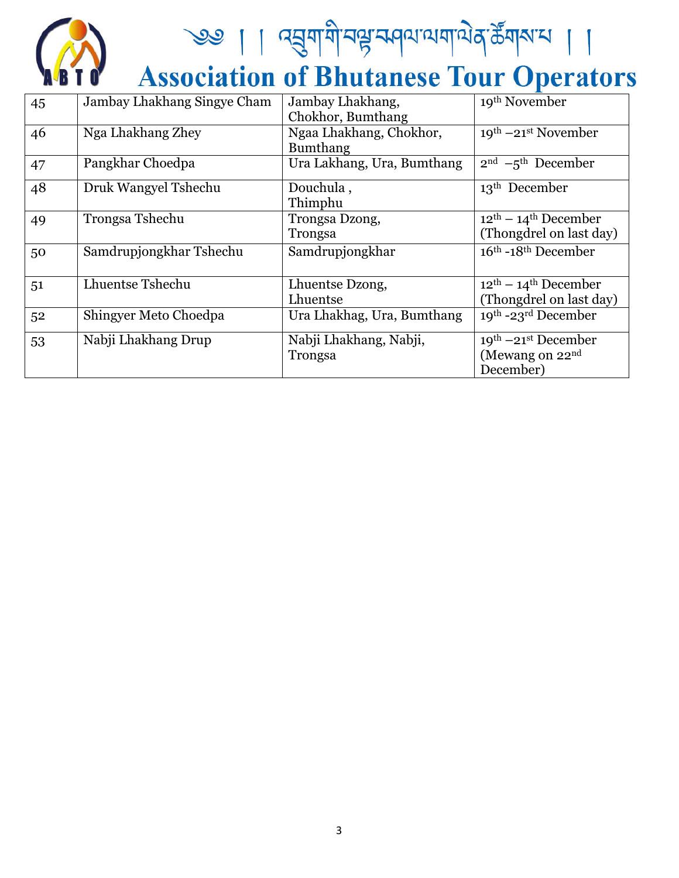| | | | |
|---|---|---|---|
| 45 | Jambay Lhakhang Singye Cham | Jambay Lhakhang, Chokhor, Bumthang | 19th November |
| 46 | Nga Lhakhang Zhey | Ngaa Lhakhang, Chokhor, Bumthang | 19th –21st November |
| 47 | Pangkhar Choedpa | Ura Lakhang, Ura, Bumthang | 2nd –5th December |
| 48 | Druk Wangyel Tshechu | Douchula , Thimphu | 13th December |
| 49 | Trongsa Tshechu | Trongsa Dzong, Trongsa | 12th – 14th December (Thongdrel on last day) |
| 50 | Samdrupjongkhar Tshechu | Samdrupjongkhar | 16th -18th December |
| 51 | Lhuentse Tshechu | Lhuentse Dzong, Lhuentse | 12th – 14th December (Thongdrel on last day) |
| 52 | Shingyer Meto Choedpa | Ura Lhakhag, Ura, Bumthang | 19th -23rd December |
| 53 | Nabji Lhakhang Drup | Nabji Lhakhang, Nabji, Trongsa | 19th –21st December (Mewang on 22nd December) |